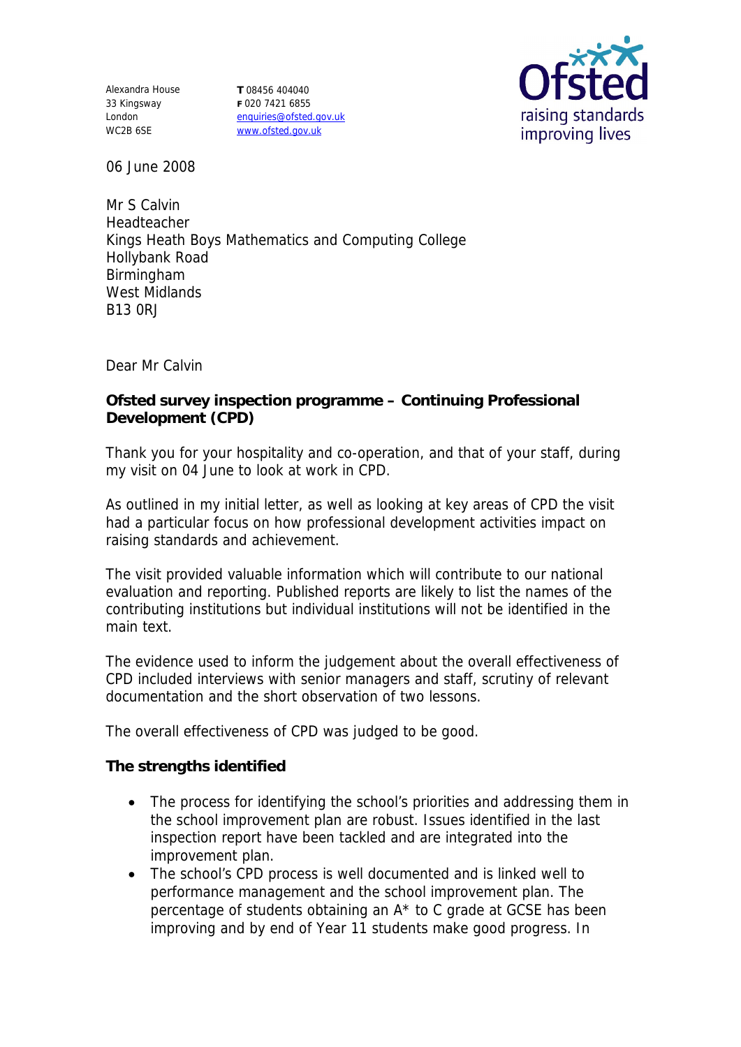Alexandra House
33 Kingsway
London
WC2B 6SE

**T** 08456 404040
**F** 020 7421 6855
enquiries@ofsted.gov.uk
www.ofsted.gov.uk

06 June 2008

Mr S Calvin
Headteacher
Kings Heath Boys Mathematics and Computing College
Hollybank Road
Birmingham
West Midlands
B13 0RJ

Dear Mr Calvin

**Ofsted survey inspection programme – Continuing Professional Development (CPD)**

Thank you for your hospitality and co-operation, and that of your staff, during my visit on 04 June to look at work in CPD.

As outlined in my initial letter, as well as looking at key areas of CPD the visit had a particular focus on how professional development activities impact on raising standards and achievement.

The visit provided valuable information which will contribute to our national evaluation and reporting. Published reports are likely to list the names of the contributing institutions but individual institutions will not be identified in the main text.

The evidence used to inform the judgement about the overall effectiveness of CPD included interviews with senior managers and staff, scrutiny of relevant documentation and the short observation of two lessons.

The overall effectiveness of CPD was judged to be good.

**The strengths identified**

- The process for identifying the school's priorities and addressing them in the school improvement plan are robust. Issues identified in the last inspection report have been tackled and are integrated into the improvement plan.
- The school's CPD process is well documented and is linked well to performance management and the school improvement plan. The percentage of students obtaining an A* to C grade at GCSE has been improving and by end of Year 11 students make good progress. In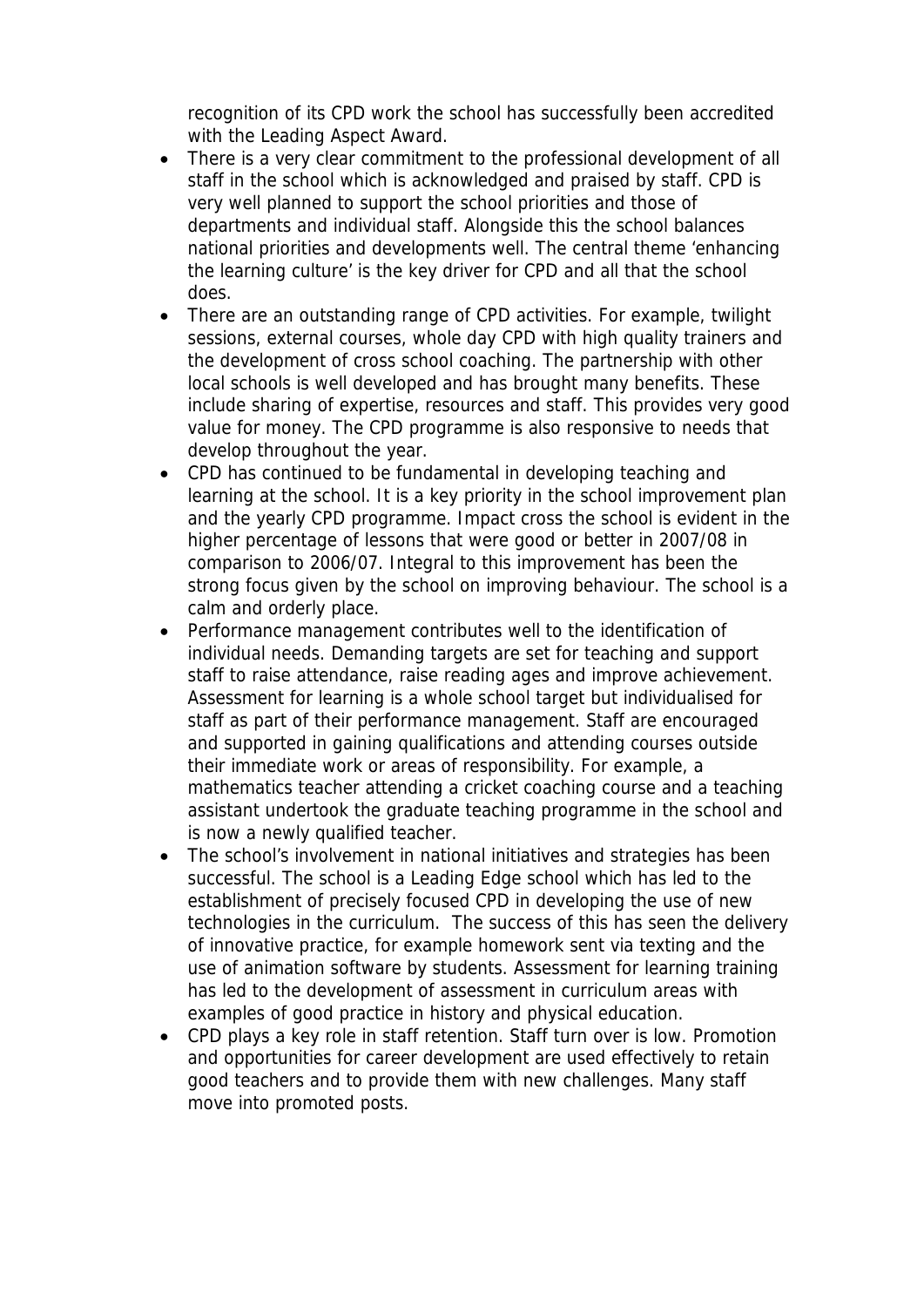recognition of its CPD work the school has successfully been accredited with the Leading Aspect Award.

- There is a very clear commitment to the professional development of all staff in the school which is acknowledged and praised by staff. CPD is very well planned to support the school priorities and those of departments and individual staff. Alongside this the school balances national priorities and developments well. The central theme 'enhancing the learning culture' is the key driver for CPD and all that the school does.
- There are an outstanding range of CPD activities. For example, twilight sessions, external courses, whole day CPD with high quality trainers and the development of cross school coaching. The partnership with other local schools is well developed and has brought many benefits. These include sharing of expertise, resources and staff. This provides very good value for money. The CPD programme is also responsive to needs that develop throughout the year.
- CPD has continued to be fundamental in developing teaching and learning at the school. It is a key priority in the school improvement plan and the yearly CPD programme. Impact cross the school is evident in the higher percentage of lessons that were good or better in 2007/08 in comparison to 2006/07. Integral to this improvement has been the strong focus given by the school on improving behaviour. The school is a calm and orderly place.
- Performance management contributes well to the identification of individual needs. Demanding targets are set for teaching and support staff to raise attendance, raise reading ages and improve achievement. Assessment for learning is a whole school target but individualised for staff as part of their performance management. Staff are encouraged and supported in gaining qualifications and attending courses outside their immediate work or areas of responsibility. For example, a mathematics teacher attending a cricket coaching course and a teaching assistant undertook the graduate teaching programme in the school and is now a newly qualified teacher.
- The school's involvement in national initiatives and strategies has been successful. The school is a Leading Edge school which has led to the establishment of precisely focused CPD in developing the use of new technologies in the curriculum. The success of this has seen the delivery of innovative practice, for example homework sent via texting and the use of animation software by students. Assessment for learning training has led to the development of assessment in curriculum areas with examples of good practice in history and physical education.
- CPD plays a key role in staff retention. Staff turn over is low. Promotion and opportunities for career development are used effectively to retain good teachers and to provide them with new challenges. Many staff move into promoted posts.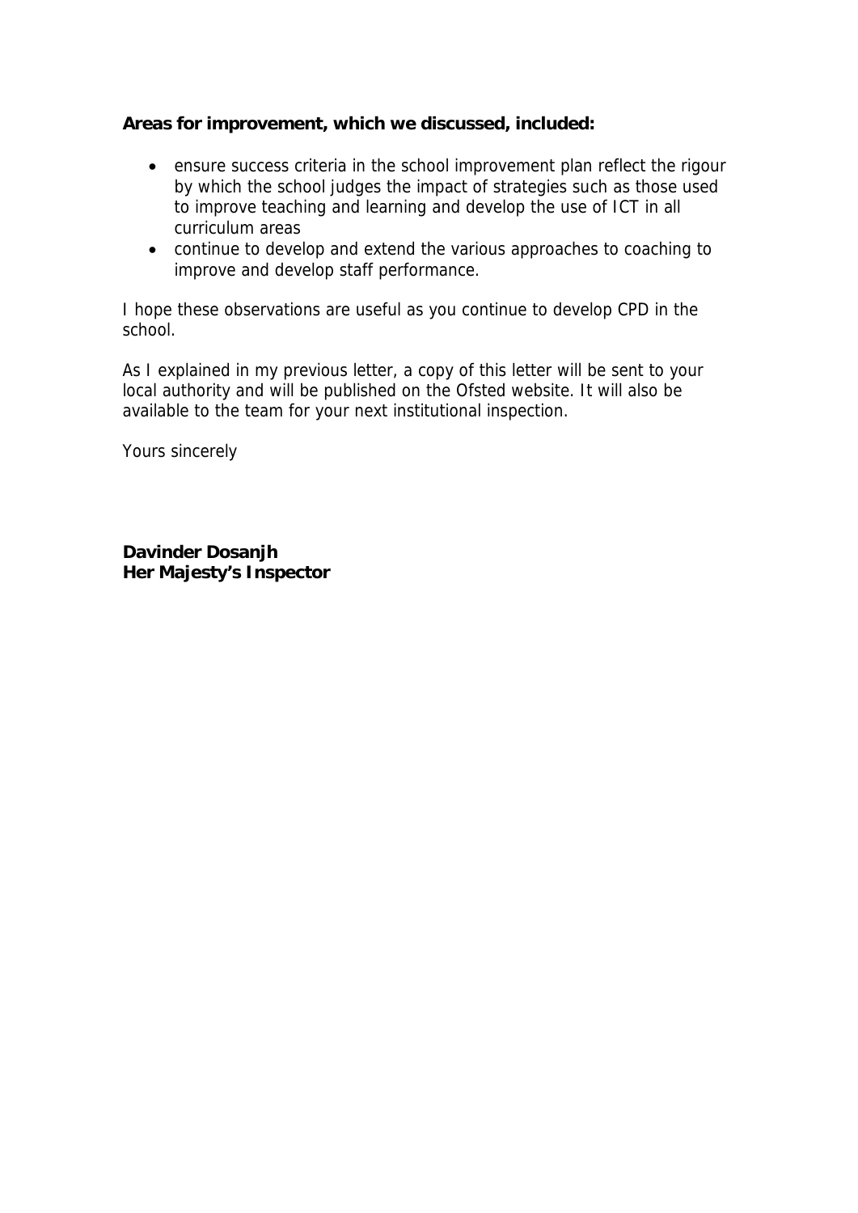**Areas for improvement, which we discussed, included:**

- ensure success criteria in the school improvement plan reflect the rigour by which the school judges the impact of strategies such as those used to improve teaching and learning and develop the use of ICT in all curriculum areas
- continue to develop and extend the various approaches to coaching to improve and develop staff performance.

I hope these observations are useful as you continue to develop CPD in the school.

As I explained in my previous letter, a copy of this letter will be sent to your local authority and will be published on the Ofsted website. It will also be available to the team for your next institutional inspection.

Yours sincerely

**Davinder Dosanjh**
**Her Majesty's Inspector**